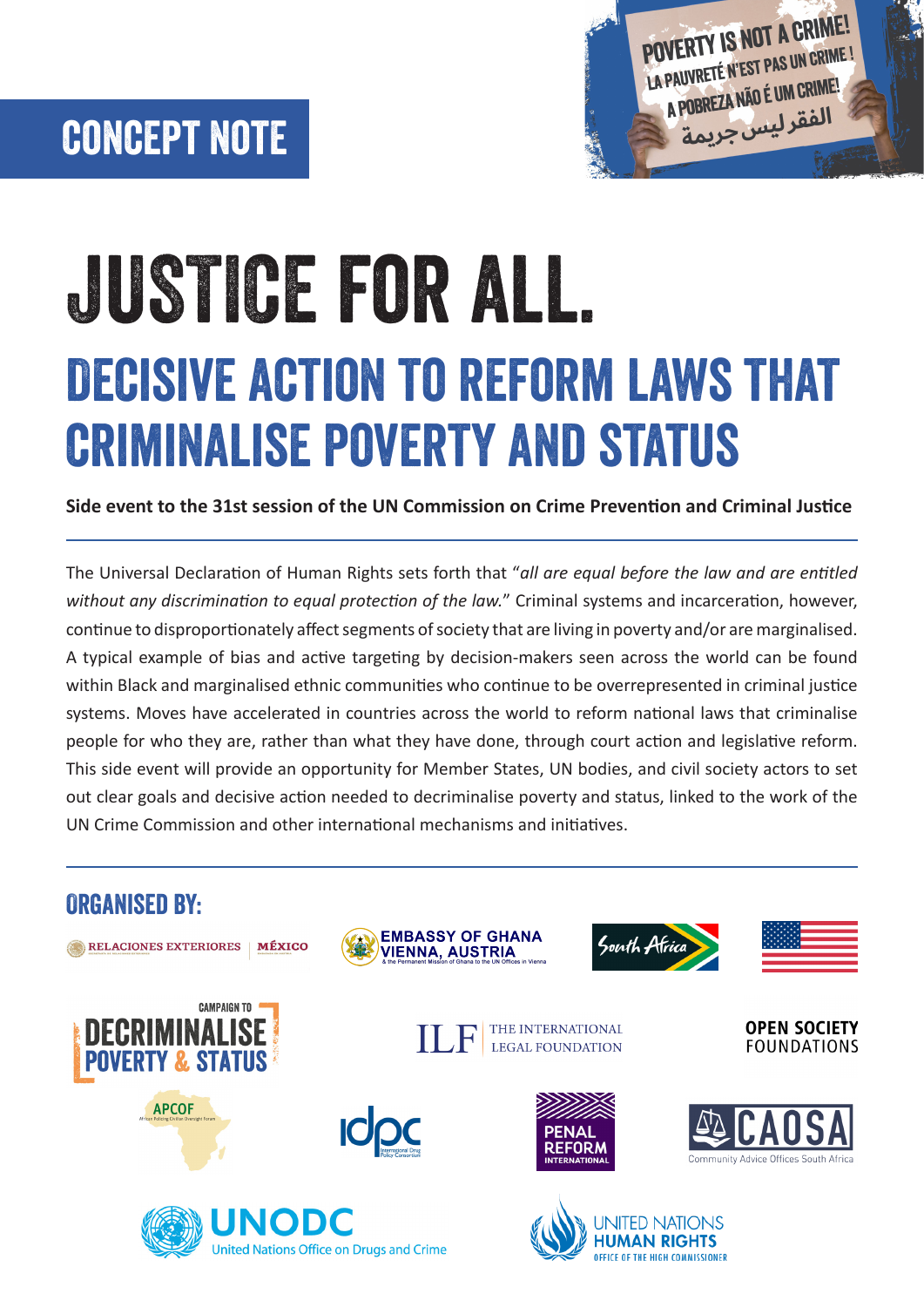CONCEPT NOTE

POVERTY IS NOT A CRIME!
LA PAUVRETÉ N'EST PAS UN CRIME !
A POBREZA NÃO É UM CRIME!
الفقر ليس جريمة

# JUSTICE FOR ALL.

## DECISIVE ACTION TO REFORM LAWS THAT CRIMINALISE POVERTY AND STATUS

**Side event to the 31st session of the UN Commission on Crime Prevention and Criminal Justice**

---

The Universal Declaration of Human Rights sets forth that "*all are equal before the law and are entitled without any discrimination to equal protection of the law.*" Criminal systems and incarceration, however, continue to disproportionately affect segments of society that are living in poverty and/or are marginalised. A typical example of bias and active targeting by decision-makers seen across the world can be found within Black and marginalised ethnic communities who continue to be overrepresented in criminal justice systems. Moves have accelerated in countries across the world to reform national laws that criminalise people for who they are, rather than what they have done, through court action and legislative reform. This side event will provide an opportunity for Member States, UN bodies, and civil society actors to set out clear goals and decisive action needed to decriminalise poverty and status, linked to the work of the UN Crime Commission and other international mechanisms and initiatives.

---

### ORGANISED BY:

- Relaciones Exteriores | México
- Embassy of Ghana Vienna, Austria & the Permanent Mission of Ghana to the UN Offices in Vienna
- South Africa
- United States
- Campaign to Decriminalise Poverty & Status
- ILF The International Legal Foundation
- Open Society Foundations
- APCOF African Policing Civilian Oversight Forum
- idpc International Drug Policy Consortium
- Penal Reform International
- CAOSA Community Advice Offices South Africa
- UNODC United Nations Office on Drugs and Crime
- United Nations Human Rights Office of the High Commissioner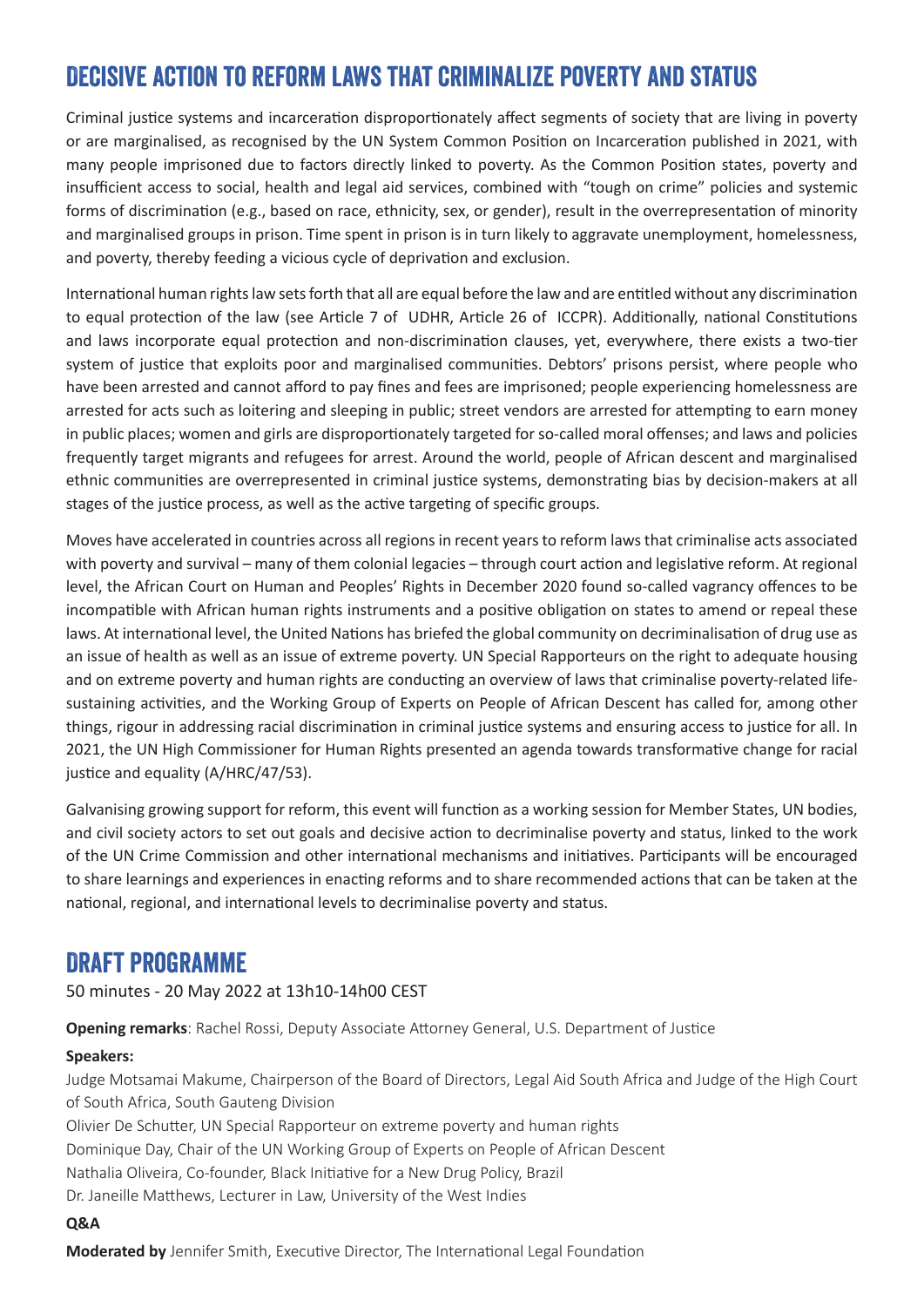## DECISIVE ACTION TO REFORM LAWS THAT CRIMINALIZE POVERTY AND STATUS

Criminal justice systems and incarceration disproportionately affect segments of society that are living in poverty or are marginalised, as recognised by the UN System Common Position on Incarceration published in 2021, with many people imprisoned due to factors directly linked to poverty. As the Common Position states, poverty and insufficient access to social, health and legal aid services, combined with "tough on crime" policies and systemic forms of discrimination (e.g., based on race, ethnicity, sex, or gender), result in the overrepresentation of minority and marginalised groups in prison. Time spent in prison is in turn likely to aggravate unemployment, homelessness, and poverty, thereby feeding a vicious cycle of deprivation and exclusion.

International human rights law sets forth that all are equal before the law and are entitled without any discrimination to equal protection of the law (see Article 7 of UDHR, Article 26 of ICCPR). Additionally, national Constitutions and laws incorporate equal protection and non-discrimination clauses, yet, everywhere, there exists a two-tier system of justice that exploits poor and marginalised communities. Debtors' prisons persist, where people who have been arrested and cannot afford to pay fines and fees are imprisoned; people experiencing homelessness are arrested for acts such as loitering and sleeping in public; street vendors are arrested for attempting to earn money in public places; women and girls are disproportionately targeted for so-called moral offenses; and laws and policies frequently target migrants and refugees for arrest. Around the world, people of African descent and marginalised ethnic communities are overrepresented in criminal justice systems, demonstrating bias by decision-makers at all stages of the justice process, as well as the active targeting of specific groups.

Moves have accelerated in countries across all regions in recent years to reform laws that criminalise acts associated with poverty and survival – many of them colonial legacies – through court action and legislative reform. At regional level, the African Court on Human and Peoples' Rights in December 2020 found so-called vagrancy offences to be incompatible with African human rights instruments and a positive obligation on states to amend or repeal these laws. At international level, the United Nations has briefed the global community on decriminalisation of drug use as an issue of health as well as an issue of extreme poverty. UN Special Rapporteurs on the right to adequate housing and on extreme poverty and human rights are conducting an overview of laws that criminalise poverty-related life-sustaining activities, and the Working Group of Experts on People of African Descent has called for, among other things, rigour in addressing racial discrimination in criminal justice systems and ensuring access to justice for all. In 2021, the UN High Commissioner for Human Rights presented an agenda towards transformative change for racial justice and equality (A/HRC/47/53).

Galvanising growing support for reform, this event will function as a working session for Member States, UN bodies, and civil society actors to set out goals and decisive action to decriminalise poverty and status, linked to the work of the UN Crime Commission and other international mechanisms and initiatives. Participants will be encouraged to share learnings and experiences in enacting reforms and to share recommended actions that can be taken at the national, regional, and international levels to decriminalise poverty and status.

## DRAFT PROGRAMME

50 minutes - 20 May 2022 at 13h10-14h00 CEST

**Opening remarks**: Rachel Rossi, Deputy Associate Attorney General, U.S. Department of Justice

**Speakers:**

Judge Motsamai Makume, Chairperson of the Board of Directors, Legal Aid South Africa and Judge of the High Court of South Africa, South Gauteng Division

Olivier De Schutter, UN Special Rapporteur on extreme poverty and human rights

Dominique Day, Chair of the UN Working Group of Experts on People of African Descent

Nathalia Oliveira, Co-founder, Black Initiative for a New Drug Policy, Brazil

Dr. Janeille Matthews, Lecturer in Law, University of the West Indies

**Q&A**

**Moderated by** Jennifer Smith, Executive Director, The International Legal Foundation